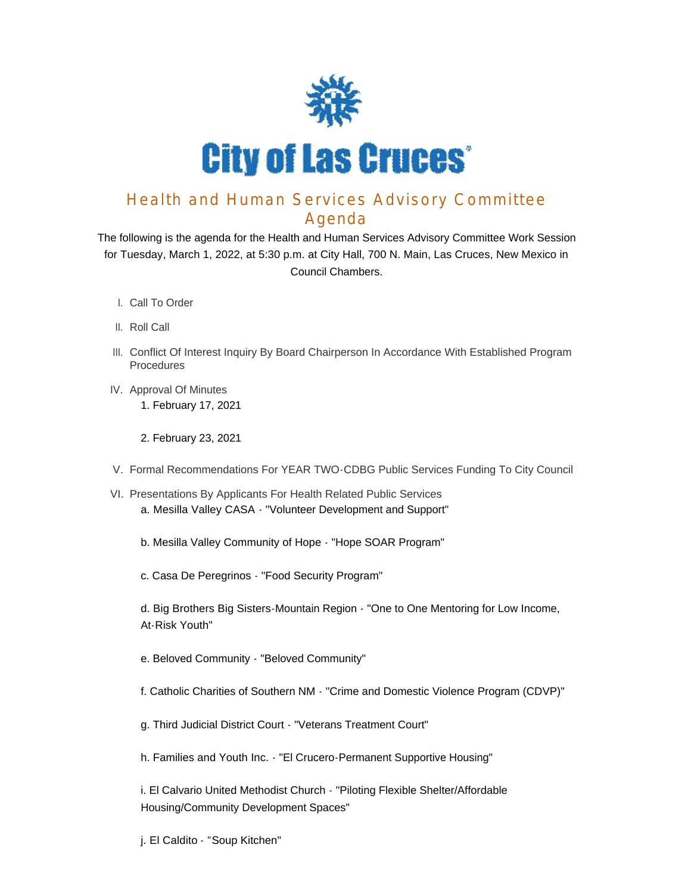# City of Las Cruces

## Health and Human Services Advisory Committee Agenda

The following is the agenda for the Health and Human Services Advisory Committee Work Session for Tuesday, March 1, 2022, at 5:30 p.m. at City Hall, 700 N. Main, Las Cruces, New Mexico in Council Chambers.

I. Call To Order

II. Roll Call

III. Conflict Of Interest Inquiry By Board Chairperson In Accordance With Established Program Procedures

IV. Approval Of Minutes

1. February 17, 2021

2. February 23, 2021

V. Formal Recommendations For YEAR TWO-CDBG Public Services Funding To City Council

VI. Presentations By Applicants For Health Related Public Services

a. Mesilla Valley CASA - "Volunteer Development and Support"

b. Mesilla Valley Community of Hope - "Hope SOAR Program"

c. Casa De Peregrinos - "Food Security Program"

d. Big Brothers Big Sisters-Mountain Region - "One to One Mentoring for Low Income, At-Risk Youth"

e. Beloved Community - "Beloved Community"

f. Catholic Charities of Southern NM - "Crime and Domestic Violence Program (CDVP)"

g. Third Judicial District Court - "Veterans Treatment Court"

h. Families and Youth Inc. - "El Crucero-Permanent Supportive Housing"

i. El Calvario United Methodist Church - "Piloting Flexible Shelter/Affordable Housing/Community Development Spaces"

j. El Caldito - "Soup Kitchen"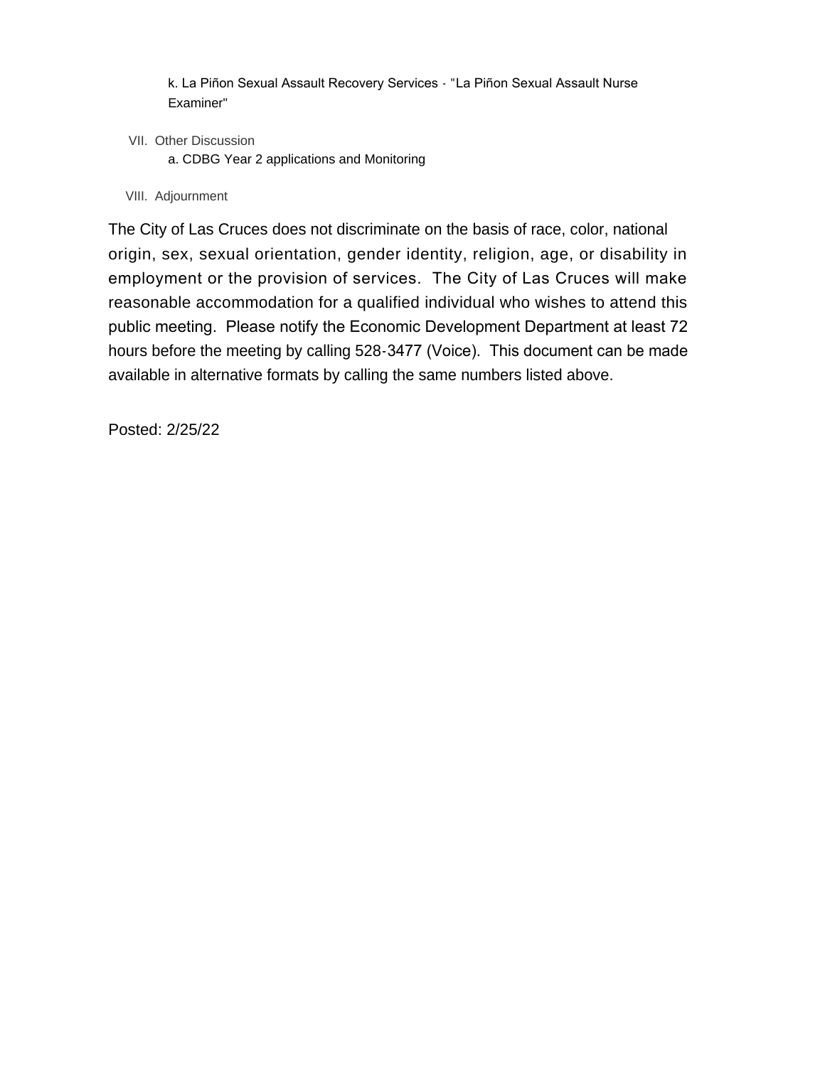k. La Piñon Sexual Assault Recovery Services - "La Piñon Sexual Assault Nurse Examiner"

VII. Other Discussion

a. CDBG Year 2 applications and Monitoring

VIII. Adjournment

The City of Las Cruces does not discriminate on the basis of race, color, national origin, sex, sexual orientation, gender identity, religion, age, or disability in employment or the provision of services. The City of Las Cruces will make reasonable accommodation for a qualified individual who wishes to attend this public meeting. Please notify the Economic Development Department at least 72 hours before the meeting by calling 528-3477 (Voice). This document can be made available in alternative formats by calling the same numbers listed above.

Posted: 2/25/22